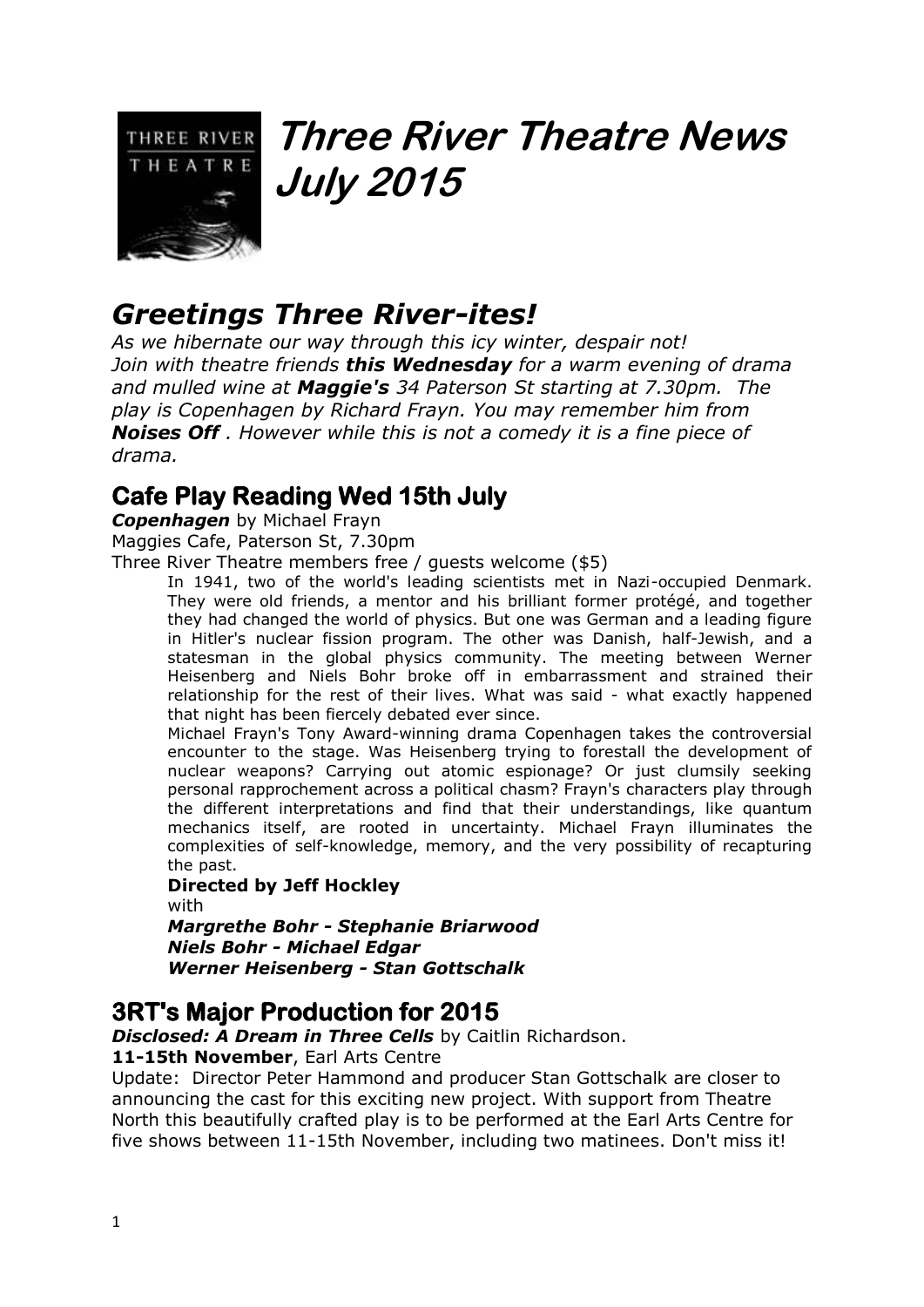# Three River Theatre News July 2015

## *Greetings Three River-ites!*

*As we hibernate our way through this icy winter, despair not! Join with theatre friends **this Wednesday** for a warm evening of drama and mulled wine at **Maggie's** 34 Paterson St starting at 7.30pm. The play is Copenhagen by Richard Frayn. You may remember him from **Noises Off** . However while this is not a comedy it is a fine piece of drama.*

### Cafe Play Reading Wed 15th July

***Copenhagen*** by Michael Frayn
Maggies Cafe, Paterson St, 7.30pm
Three River Theatre members free / guests welcome ($5)

In 1941, two of the world's leading scientists met in Nazi-occupied Denmark. They were old friends, a mentor and his brilliant former protégé, and together they had changed the world of physics. But one was German and a leading figure in Hitler's nuclear fission program. The other was Danish, half-Jewish, and a statesman in the global physics community. The meeting between Werner Heisenberg and Niels Bohr broke off in embarrassment and strained their relationship for the rest of their lives. What was said - what exactly happened that night has been fiercely debated ever since.

Michael Frayn's Tony Award-winning drama Copenhagen takes the controversial encounter to the stage. Was Heisenberg trying to forestall the development of nuclear weapons? Carrying out atomic espionage? Or just clumsily seeking personal rapprochement across a political chasm? Frayn's characters play through the different interpretations and find that their understandings, like quantum mechanics itself, are rooted in uncertainty. Michael Frayn illuminates the complexities of self-knowledge, memory, and the very possibility of recapturing the past.

**Directed by Jeff Hockley**
with
***Margrethe Bohr - Stephanie Briarwood***
***Niels Bohr - Michael Edgar***
***Werner Heisenberg - Stan Gottschalk***

### 3RT's Major Production for 2015

***Disclosed: A Dream in Three Cells*** by Caitlin Richardson.
**11-15th November**, Earl Arts Centre

Update: Director Peter Hammond and producer Stan Gottschalk are closer to announcing the cast for this exciting new project. With support from Theatre North this beautifully crafted play is to be performed at the Earl Arts Centre for five shows between 11-15th November, including two matinees. Don't miss it!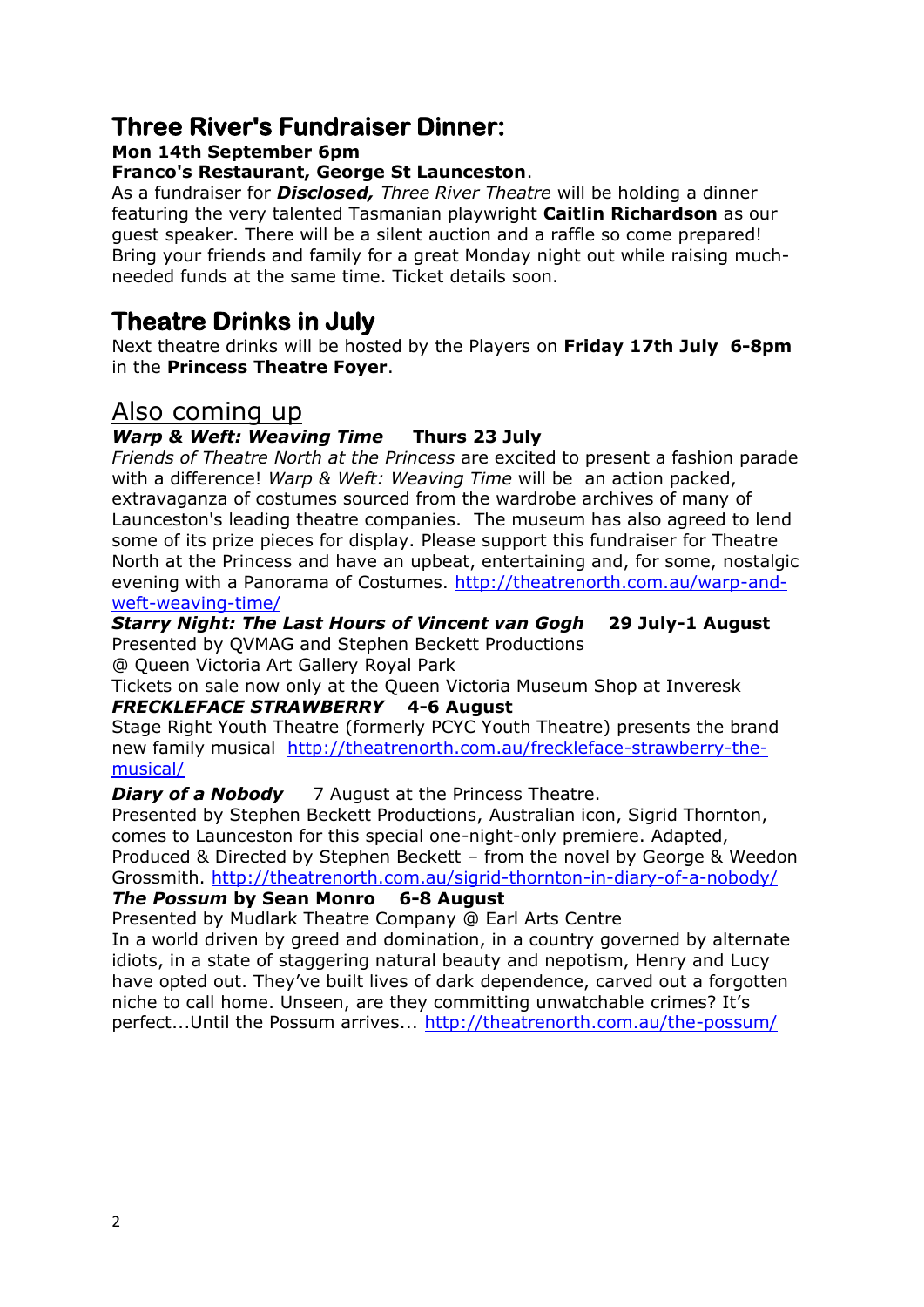## Three River's Fundraiser Dinner:

**Mon 14th September 6pm**
**Franco's Restaurant, George St Launceston**.
As a fundraiser for ***Disclosed,*** *Three River Theatre* will be holding a dinner featuring the very talented Tasmanian playwright **Caitlin Richardson** as our guest speaker. There will be a silent auction and a raffle so come prepared! Bring your friends and family for a great Monday night out while raising much-needed funds at the same time. Ticket details soon.

## Theatre Drinks in July

Next theatre drinks will be hosted by the Players on **Friday 17th July 6-8pm** in the **Princess Theatre Foyer**.

## Also coming up

***Warp & Weft: Weaving Time*** **Thurs 23 July**
*Friends of Theatre North at the Princess* are excited to present a fashion parade with a difference! *Warp & Weft: Weaving Time* will be an action packed, extravaganza of costumes sourced from the wardrobe archives of many of Launceston's leading theatre companies. The museum has also agreed to lend some of its prize pieces for display. Please support this fundraiser for Theatre North at the Princess and have an upbeat, entertaining and, for some, nostalgic evening with a Panorama of Costumes. http://theatrenorth.com.au/warp-and-weft-weaving-time/

***Starry Night: The Last Hours of Vincent van Gogh*** **29 July-1 August**
Presented by QVMAG and Stephen Beckett Productions
@ Queen Victoria Art Gallery Royal Park
Tickets on sale now only at the Queen Victoria Museum Shop at Inveresk

***FRECKLEFACE STRAWBERRY*** **4-6 August**
Stage Right Youth Theatre (formerly PCYC Youth Theatre) presents the brand new family musical http://theatrenorth.com.au/freckleface-strawberry-the-musical/

***Diary of a Nobody*** 7 August at the Princess Theatre.
Presented by Stephen Beckett Productions, Australian icon, Sigrid Thornton, comes to Launceston for this special one-night-only premiere. Adapted, Produced & Directed by Stephen Beckett – from the novel by George & Weedon Grossmith. http://theatrenorth.com.au/sigrid-thornton-in-diary-of-a-nobody/

***The Possum*** **by Sean Monro 6-8 August**
Presented by Mudlark Theatre Company @ Earl Arts Centre
In a world driven by greed and domination, in a country governed by alternate idiots, in a state of staggering natural beauty and nepotism, Henry and Lucy have opted out. They've built lives of dark dependence, carved out a forgotten niche to call home. Unseen, are they committing unwatchable crimes? It's perfect...Until the Possum arrives... http://theatrenorth.com.au/the-possum/